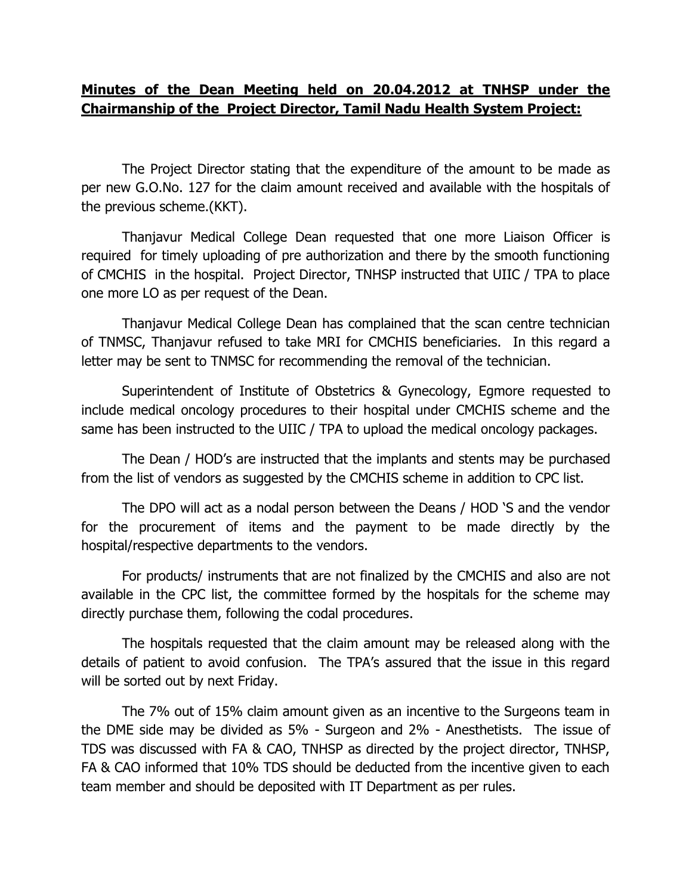**Minutes of the Dean Meeting held on 20.04.2012 at TNHSP under the Chairmanship of the Project Director, Tamil Nadu Health System Project:**

The Project Director stating that the expenditure of the amount to be made as per new G.O.No. 127 for the claim amount received and available with the hospitals of the previous scheme.(KKT).

Thanjavur Medical College Dean requested that one more Liaison Officer is required for timely uploading of pre authorization and there by the smooth functioning of CMCHIS in the hospital. Project Director, TNHSP instructed that UIIC / TPA to place one more LO as per request of the Dean.

Thanjavur Medical College Dean has complained that the scan centre technician of TNMSC, Thanjavur refused to take MRI for CMCHIS beneficiaries. In this regard a letter may be sent to TNMSC for recommending the removal of the technician.

Superintendent of Institute of Obstetrics & Gynecology, Egmore requested to include medical oncology procedures to their hospital under CMCHIS scheme and the same has been instructed to the UIIC / TPA to upload the medical oncology packages.

The Dean / HOD's are instructed that the implants and stents may be purchased from the list of vendors as suggested by the CMCHIS scheme in addition to CPC list.

The DPO will act as a nodal person between the Deans / HOD 'S and the vendor for the procurement of items and the payment to be made directly by the hospital/respective departments to the vendors.

For products/ instruments that are not finalized by the CMCHIS and also are not available in the CPC list, the committee formed by the hospitals for the scheme may directly purchase them, following the codal procedures.

The hospitals requested that the claim amount may be released along with the details of patient to avoid confusion. The TPA's assured that the issue in this regard will be sorted out by next Friday.

The 7% out of 15% claim amount given as an incentive to the Surgeons team in the DME side may be divided as 5% - Surgeon and 2% - Anesthetists. The issue of TDS was discussed with FA & CAO, TNHSP as directed by the project director, TNHSP, FA & CAO informed that 10% TDS should be deducted from the incentive given to each team member and should be deposited with IT Department as per rules.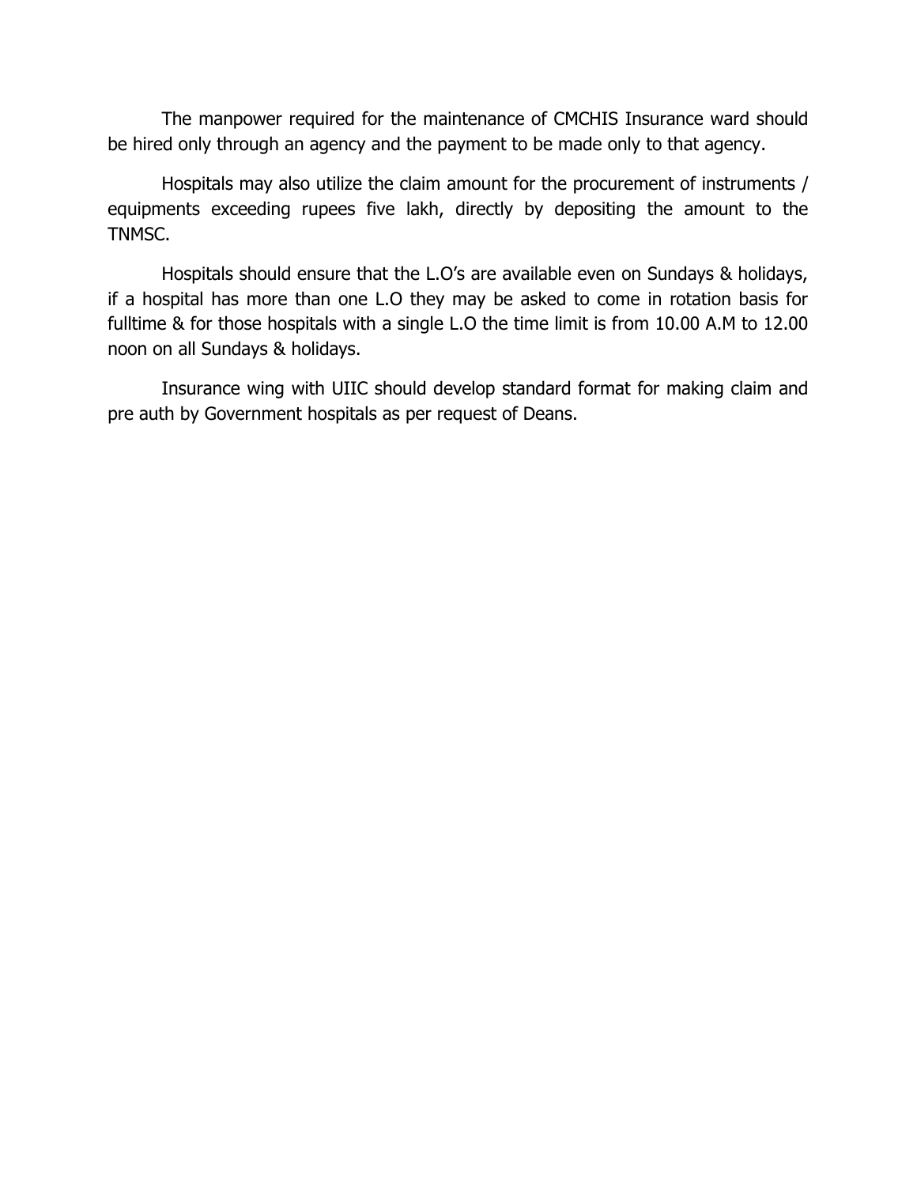The manpower required for the maintenance of CMCHIS Insurance ward should be hired only through an agency and the payment to be made only to that agency.

Hospitals may also utilize the claim amount for the procurement of instruments / equipments exceeding rupees five lakh, directly by depositing the amount to the TNMSC.

Hospitals should ensure that the L.O's are available even on Sundays & holidays, if a hospital has more than one L.O they may be asked to come in rotation basis for fulltime & for those hospitals with a single L.O the time limit is from 10.00 A.M to 12.00 noon on all Sundays & holidays.

Insurance wing with UIIC should develop standard format for making claim and pre auth by Government hospitals as per request of Deans.